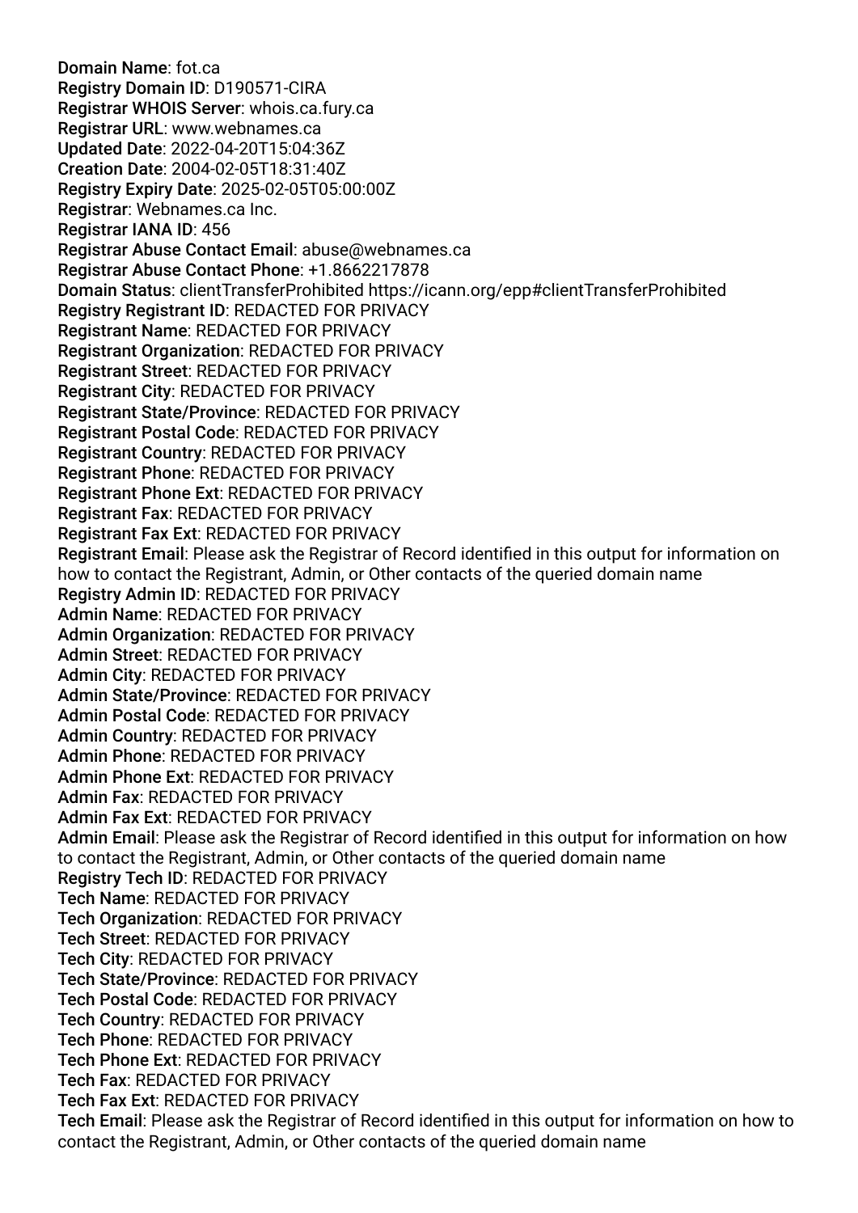Domain Name: fot.ca
Registry Domain ID: D190571-CIRA
Registrar WHOIS Server: whois.ca.fury.ca
Registrar URL: www.webnames.ca
Updated Date: 2022-04-20T15:04:36Z
Creation Date: 2004-02-05T18:31:40Z
Registry Expiry Date: 2025-02-05T05:00:00Z
Registrar: Webnames.ca Inc.
Registrar IANA ID: 456
Registrar Abuse Contact Email: abuse@webnames.ca
Registrar Abuse Contact Phone: +1.8662217878
Domain Status: clientTransferProhibited https://icann.org/epp#clientTransferProhibited
Registry Registrant ID: REDACTED FOR PRIVACY
Registrant Name: REDACTED FOR PRIVACY
Registrant Organization: REDACTED FOR PRIVACY
Registrant Street: REDACTED FOR PRIVACY
Registrant City: REDACTED FOR PRIVACY
Registrant State/Province: REDACTED FOR PRIVACY
Registrant Postal Code: REDACTED FOR PRIVACY
Registrant Country: REDACTED FOR PRIVACY
Registrant Phone: REDACTED FOR PRIVACY
Registrant Phone Ext: REDACTED FOR PRIVACY
Registrant Fax: REDACTED FOR PRIVACY
Registrant Fax Ext: REDACTED FOR PRIVACY
Registrant Email: Please ask the Registrar of Record identified in this output for information on how to contact the Registrant, Admin, or Other contacts of the queried domain name
Registry Admin ID: REDACTED FOR PRIVACY
Admin Name: REDACTED FOR PRIVACY
Admin Organization: REDACTED FOR PRIVACY
Admin Street: REDACTED FOR PRIVACY
Admin City: REDACTED FOR PRIVACY
Admin State/Province: REDACTED FOR PRIVACY
Admin Postal Code: REDACTED FOR PRIVACY
Admin Country: REDACTED FOR PRIVACY
Admin Phone: REDACTED FOR PRIVACY
Admin Phone Ext: REDACTED FOR PRIVACY
Admin Fax: REDACTED FOR PRIVACY
Admin Fax Ext: REDACTED FOR PRIVACY
Admin Email: Please ask the Registrar of Record identified in this output for information on how to contact the Registrant, Admin, or Other contacts of the queried domain name
Registry Tech ID: REDACTED FOR PRIVACY
Tech Name: REDACTED FOR PRIVACY
Tech Organization: REDACTED FOR PRIVACY
Tech Street: REDACTED FOR PRIVACY
Tech City: REDACTED FOR PRIVACY
Tech State/Province: REDACTED FOR PRIVACY
Tech Postal Code: REDACTED FOR PRIVACY
Tech Country: REDACTED FOR PRIVACY
Tech Phone: REDACTED FOR PRIVACY
Tech Phone Ext: REDACTED FOR PRIVACY
Tech Fax: REDACTED FOR PRIVACY
Tech Fax Ext: REDACTED FOR PRIVACY
Tech Email: Please ask the Registrar of Record identified in this output for information on how to contact the Registrant, Admin, or Other contacts of the queried domain name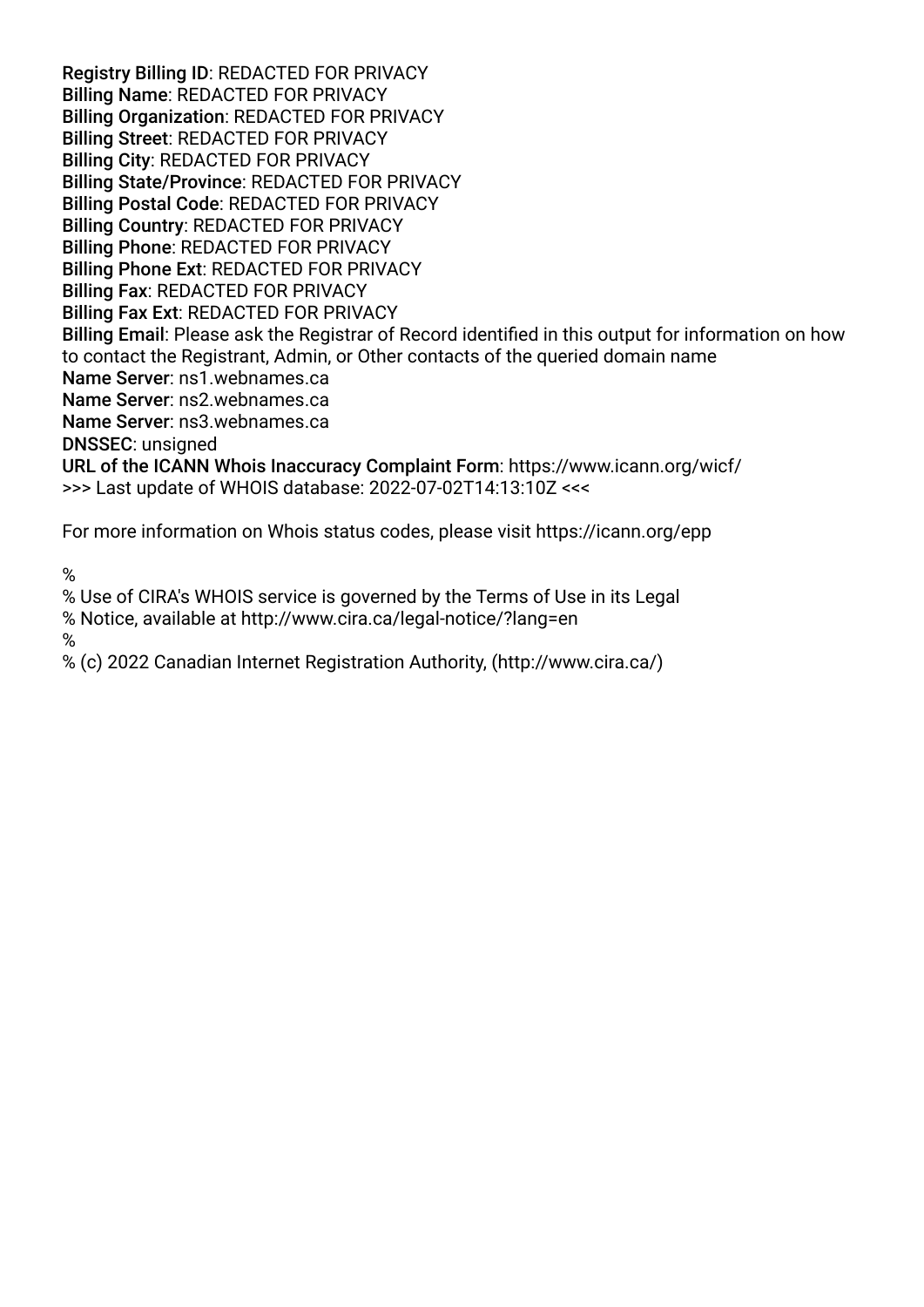**Registry Billing ID**: REDACTED FOR PRIVACY
**Billing Name**: REDACTED FOR PRIVACY
**Billing Organization**: REDACTED FOR PRIVACY
**Billing Street**: REDACTED FOR PRIVACY
**Billing City**: REDACTED FOR PRIVACY
**Billing State/Province**: REDACTED FOR PRIVACY
**Billing Postal Code**: REDACTED FOR PRIVACY
**Billing Country**: REDACTED FOR PRIVACY
**Billing Phone**: REDACTED FOR PRIVACY
**Billing Phone Ext**: REDACTED FOR PRIVACY
**Billing Fax**: REDACTED FOR PRIVACY
**Billing Fax Ext**: REDACTED FOR PRIVACY
**Billing Email**: Please ask the Registrar of Record identified in this output for information on how to contact the Registrant, Admin, or Other contacts of the queried domain name
**Name Server**: ns1.webnames.ca
**Name Server**: ns2.webnames.ca
**Name Server**: ns3.webnames.ca
**DNSSEC**: unsigned
**URL of the ICANN Whois Inaccuracy Complaint Form**: https://www.icann.org/wicf/
>>> Last update of WHOIS database: 2022-07-02T14:13:10Z <<<

For more information on Whois status codes, please visit https://icann.org/epp

%
% Use of CIRA's WHOIS service is governed by the Terms of Use in its Legal
% Notice, available at http://www.cira.ca/legal-notice/?lang=en
%
% (c) 2022 Canadian Internet Registration Authority, (http://www.cira.ca/)